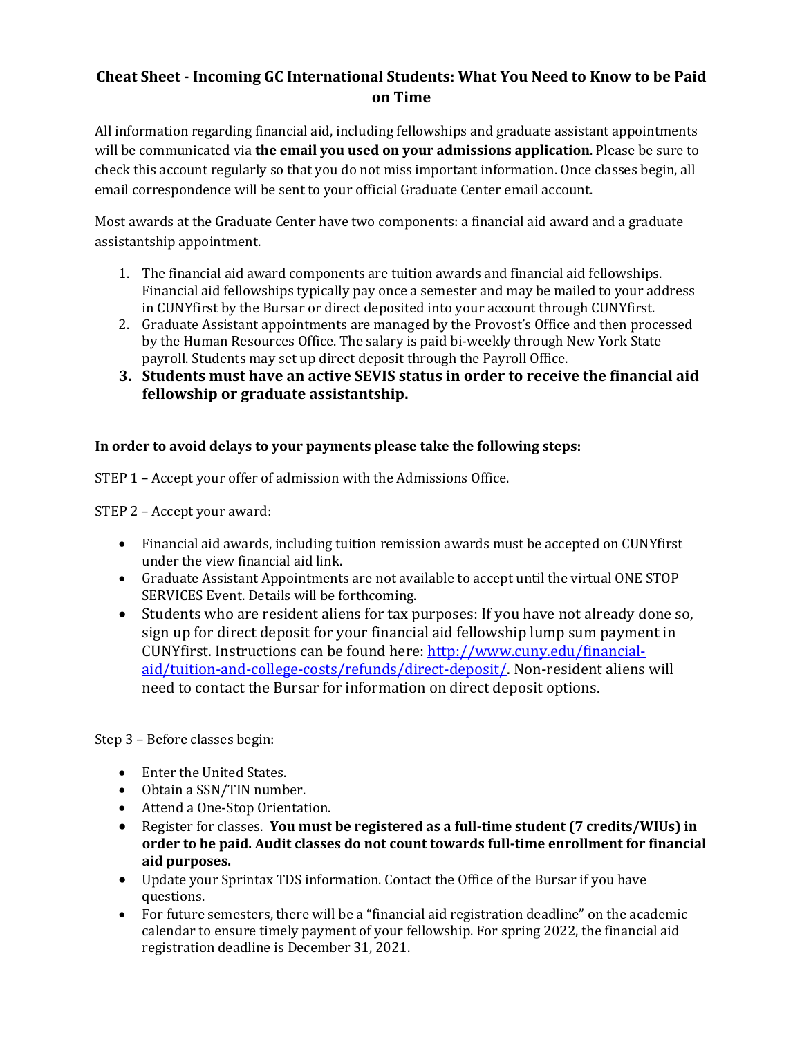# Cheat Sheet - Incoming GC International Students: What You Need to Know to be Paid on Time

All information regarding financial aid, including fellowships and graduate assistant appointments will be communicated via **the email you used on your admissions application**. Please be sure to check this account regularly so that you do not miss important information. Once classes begin, all email correspondence will be sent to your official Graduate Center email account.

Most awards at the Graduate Center have two components: a financial aid award and a graduate assistantship appointment.

1. The financial aid award components are tuition awards and financial aid fellowships. Financial aid fellowships typically pay once a semester and may be mailed to your address in CUNYfirst by the Bursar or direct deposited into your account through CUNYfirst.
2. Graduate Assistant appointments are managed by the Provost's Office and then processed by the Human Resources Office. The salary is paid bi-weekly through New York State payroll. Students may set up direct deposit through the Payroll Office.
3. **Students must have an active SEVIS status in order to receive the financial aid fellowship or graduate assistantship.**

**In order to avoid delays to your payments please take the following steps:**

STEP 1 – Accept your offer of admission with the Admissions Office.

STEP 2 – Accept your award:

- Financial aid awards, including tuition remission awards must be accepted on CUNYfirst under the view financial aid link.
- Graduate Assistant Appointments are not available to accept until the virtual ONE STOP SERVICES Event. Details will be forthcoming.
- Students who are resident aliens for tax purposes: If you have not already done so, sign up for direct deposit for your financial aid fellowship lump sum payment in CUNYfirst. Instructions can be found here: [http://www.cuny.edu/financial-aid/tuition-and-college-costs/refunds/direct-deposit/](http://www.cuny.edu/financial-aid/tuition-and-college-costs/refunds/direct-deposit/). Non-resident aliens will need to contact the Bursar for information on direct deposit options.

Step 3 – Before classes begin:

- Enter the United States.
- Obtain a SSN/TIN number.
- Attend a One-Stop Orientation.
- Register for classes. **You must be registered as a full-time student (7 credits/WIUs) in order to be paid. Audit classes do not count towards full-time enrollment for financial aid purposes.**
- Update your Sprintax TDS information. Contact the Office of the Bursar if you have questions.
- For future semesters, there will be a "financial aid registration deadline" on the academic calendar to ensure timely payment of your fellowship. For spring 2022, the financial aid registration deadline is December 31, 2021.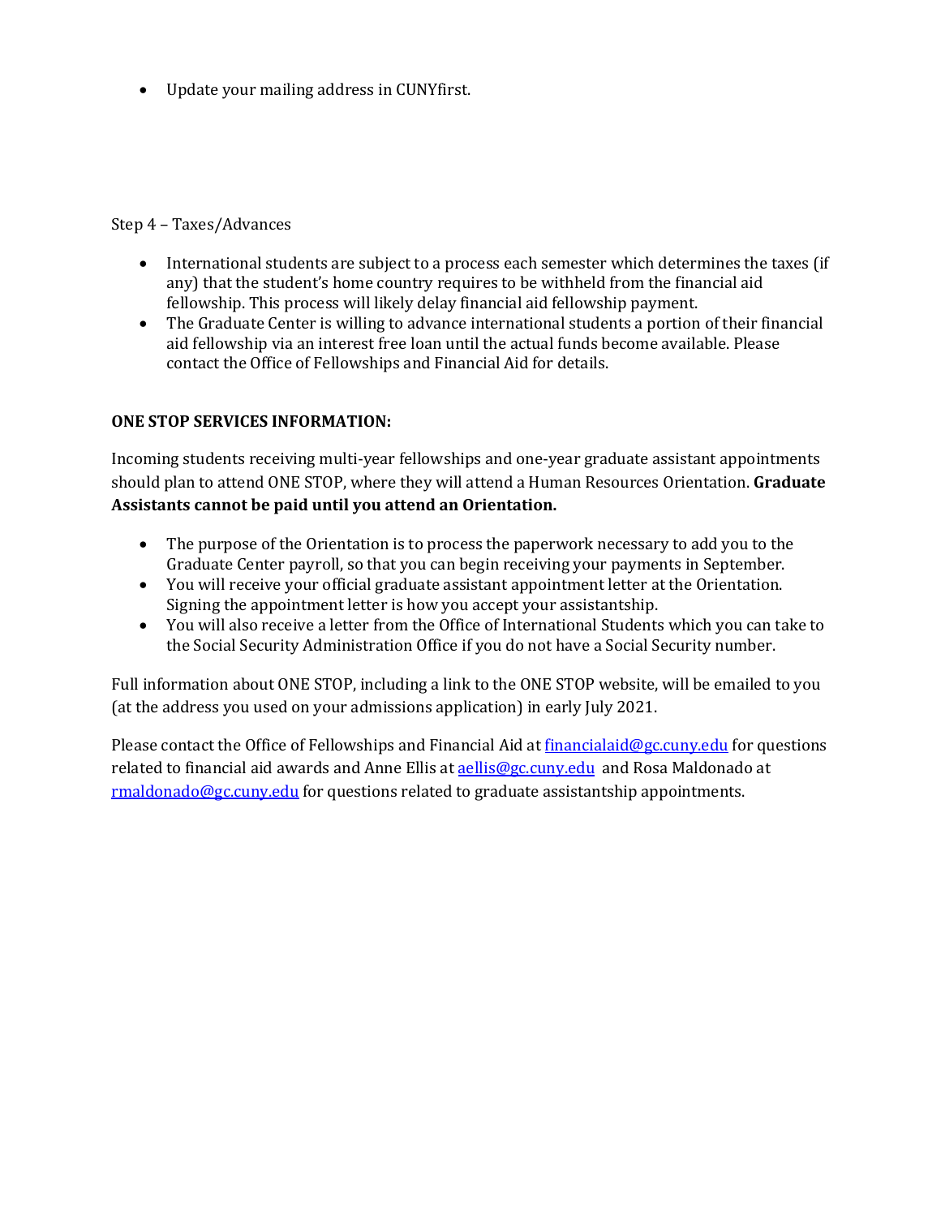- Update your mailing address in CUNYfirst.

Step 4 – Taxes/Advances

- International students are subject to a process each semester which determines the taxes (if any) that the student's home country requires to be withheld from the financial aid fellowship. This process will likely delay financial aid fellowship payment.
- The Graduate Center is willing to advance international students a portion of their financial aid fellowship via an interest free loan until the actual funds become available. Please contact the Office of Fellowships and Financial Aid for details.

**ONE STOP SERVICES INFORMATION:**

Incoming students receiving multi-year fellowships and one-year graduate assistant appointments should plan to attend ONE STOP, where they will attend a Human Resources Orientation. **Graduate Assistants cannot be paid until you attend an Orientation.**

- The purpose of the Orientation is to process the paperwork necessary to add you to the Graduate Center payroll, so that you can begin receiving your payments in September.
- You will receive your official graduate assistant appointment letter at the Orientation. Signing the appointment letter is how you accept your assistantship.
- You will also receive a letter from the Office of International Students which you can take to the Social Security Administration Office if you do not have a Social Security number.

Full information about ONE STOP, including a link to the ONE STOP website, will be emailed to you (at the address you used on your admissions application) in early July 2021.

Please contact the Office of Fellowships and Financial Aid at financialaid@gc.cuny.edu for questions related to financial aid awards and Anne Ellis at aellis@gc.cuny.edu and Rosa Maldonado at rmaldonado@gc.cuny.edu for questions related to graduate assistantship appointments.